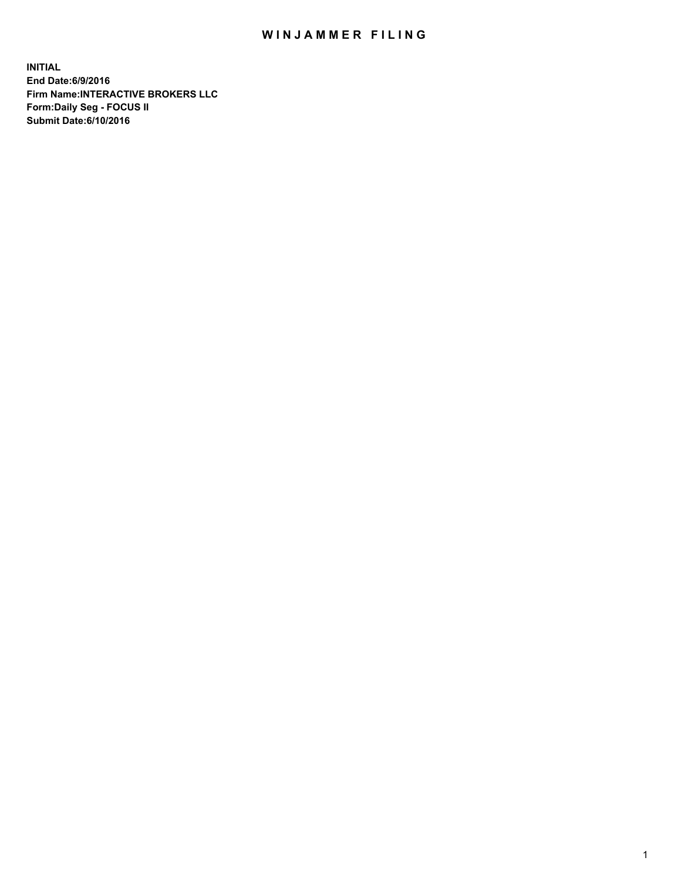# WINJAMMER FILING

**INITIAL**
**End Date:6/9/2016**
**Firm Name:INTERACTIVE BROKERS LLC**
**Form:Daily Seg - FOCUS II**
**Submit Date:6/10/2016**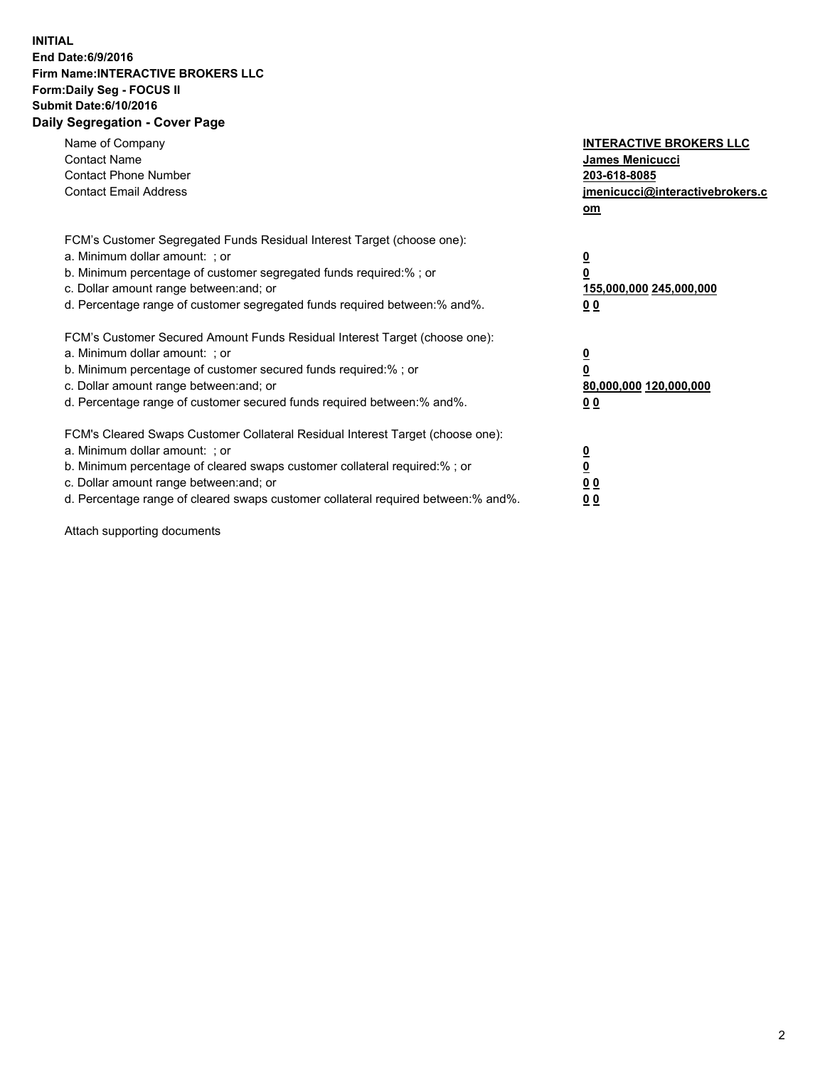**INITIAL**
**End Date:6/9/2016**
**Firm Name:INTERACTIVE BROKERS LLC**
**Form:Daily Seg - FOCUS II**
**Submit Date:6/10/2016**

## Daily Segregation - Cover Page

| | |
|---|---|
| Name of Company | **INTERACTIVE BROKERS LLC** |
| Contact Name | **James Menicucci** |
| Contact Phone Number | **203-618-8085** |
| Contact Email Address | **jmenicucci@interactivebrokers.com** |

| | |
|---|---|
| FCM's Customer Segregated Funds Residual Interest Target (choose one): | |
| a. Minimum dollar amount: ; or | **0** |
| b. Minimum percentage of customer segregated funds required:% ; or | **0** |
| c. Dollar amount range between:and; or | **155,000,000 245,000,000** |
| d. Percentage range of customer segregated funds required between:% and%. | **0 0** |
| FCM's Customer Secured Amount Funds Residual Interest Target (choose one): | |
| a. Minimum dollar amount: ; or | **0** |
| b. Minimum percentage of customer secured funds required:% ; or | **0** |
| c. Dollar amount range between:and; or | **80,000,000 120,000,000** |
| d. Percentage range of customer secured funds required between:% and%. | **0 0** |
| FCM's Cleared Swaps Customer Collateral Residual Interest Target (choose one): | |
| a. Minimum dollar amount: ; or | **0** |
| b. Minimum percentage of cleared swaps customer collateral required:% ; or | **0** |
| c. Dollar amount range between:and; or | **0 0** |
| d. Percentage range of cleared swaps customer collateral required between:% and%. | **0 0** |

Attach supporting documents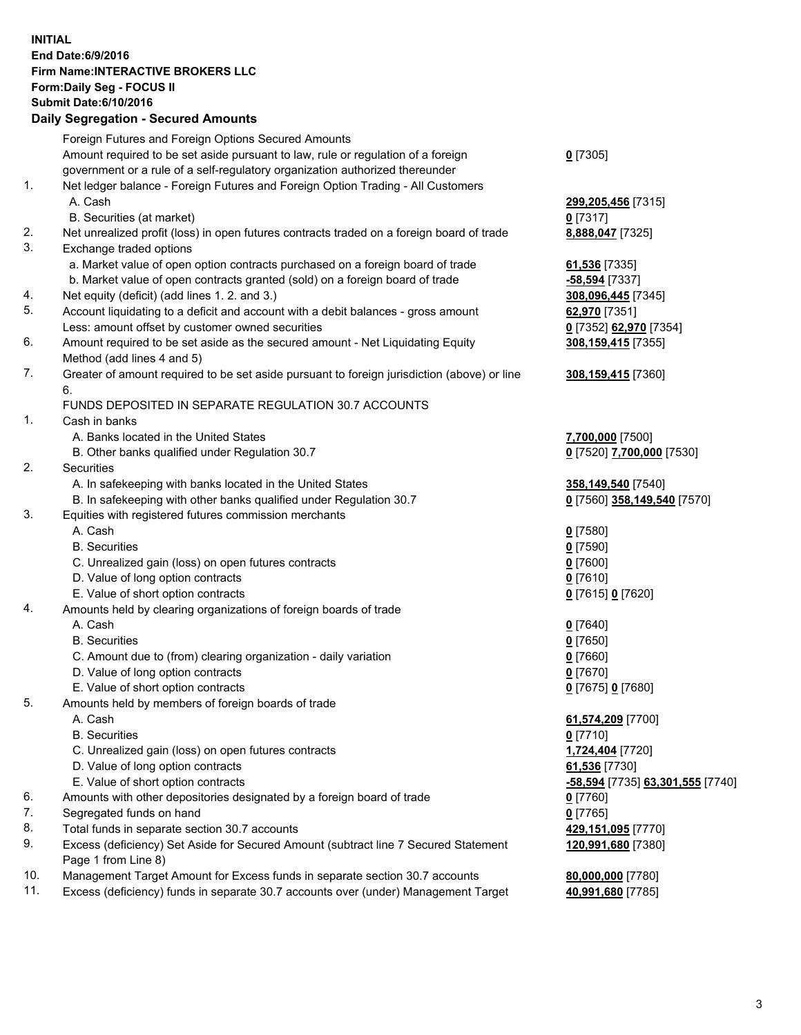**INITIAL**
**End Date:6/9/2016**
**Firm Name:INTERACTIVE BROKERS LLC**
**Form:Daily Seg - FOCUS II**
**Submit Date:6/10/2016**

## Daily Segregation - Secured Amounts

| | | |
|---|---|---|
| | Foreign Futures and Foreign Options Secured Amounts | |
| | Amount required to be set aside pursuant to law, rule or regulation of a foreign government or a rule of a self-regulatory organization authorized thereunder | **0** [7305] |
| 1. | Net ledger balance - Foreign Futures and Foreign Option Trading - All Customers | |
| | A. Cash | **299,205,456** [7315] |
| | B. Securities (at market) | **0** [7317] |
| 2. | Net unrealized profit (loss) in open futures contracts traded on a foreign board of trade | **8,888,047** [7325] |
| 3. | Exchange traded options | |
| | a. Market value of open option contracts purchased on a foreign board of trade | **61,536** [7335] |
| | b. Market value of open contracts granted (sold) on a foreign board of trade | **-58,594** [7337] |
| 4. | Net equity (deficit) (add lines 1. 2. and 3.) | **308,096,445** [7345] |
| 5. | Account liquidating to a deficit and account with a debit balances - gross amount | **62,970** [7351] |
| | Less: amount offset by customer owned securities | **0** [7352] **62,970** [7354] |
| 6. | Amount required to be set aside as the secured amount - Net Liquidating Equity Method (add lines 4 and 5) | **308,159,415** [7355] |
| 7. | Greater of amount required to be set aside pursuant to foreign jurisdiction (above) or line 6. | **308,159,415** [7360] |
| | FUNDS DEPOSITED IN SEPARATE REGULATION 30.7 ACCOUNTS | |
| 1. | Cash in banks | |
| | A. Banks located in the United States | **7,700,000** [7500] |
| | B. Other banks qualified under Regulation 30.7 | **0** [7520] **7,700,000** [7530] |
| 2. | Securities | |
| | A. In safekeeping with banks located in the United States | **358,149,540** [7540] |
| | B. In safekeeping with other banks qualified under Regulation 30.7 | **0** [7560] **358,149,540** [7570] |
| 3. | Equities with registered futures commission merchants | |
| | A. Cash | **0** [7580] |
| | B. Securities | **0** [7590] |
| | C. Unrealized gain (loss) on open futures contracts | **0** [7600] |
| | D. Value of long option contracts | **0** [7610] |
| | E. Value of short option contracts | **0** [7615] **0** [7620] |
| 4. | Amounts held by clearing organizations of foreign boards of trade | |
| | A. Cash | **0** [7640] |
| | B. Securities | **0** [7650] |
| | C. Amount due to (from) clearing organization - daily variation | **0** [7660] |
| | D. Value of long option contracts | **0** [7670] |
| | E. Value of short option contracts | **0** [7675] **0** [7680] |
| 5. | Amounts held by members of foreign boards of trade | |
| | A. Cash | **61,574,209** [7700] |
| | B. Securities | **0** [7710] |
| | C. Unrealized gain (loss) on open futures contracts | **1,724,404** [7720] |
| | D. Value of long option contracts | **61,536** [7730] |
| | E. Value of short option contracts | **-58,594** [7735] **63,301,555** [7740] |
| 6. | Amounts with other depositories designated by a foreign board of trade | **0** [7760] |
| 7. | Segregated funds on hand | **0** [7765] |
| 8. | Total funds in separate section 30.7 accounts | **429,151,095** [7770] |
| 9. | Excess (deficiency) Set Aside for Secured Amount (subtract line 7 Secured Statement Page 1 from Line 8) | **120,991,680** [7380] |
| 10. | Management Target Amount for Excess funds in separate section 30.7 accounts | **80,000,000** [7780] |
| 11. | Excess (deficiency) funds in separate 30.7 accounts over (under) Management Target | **40,991,680** [7785] |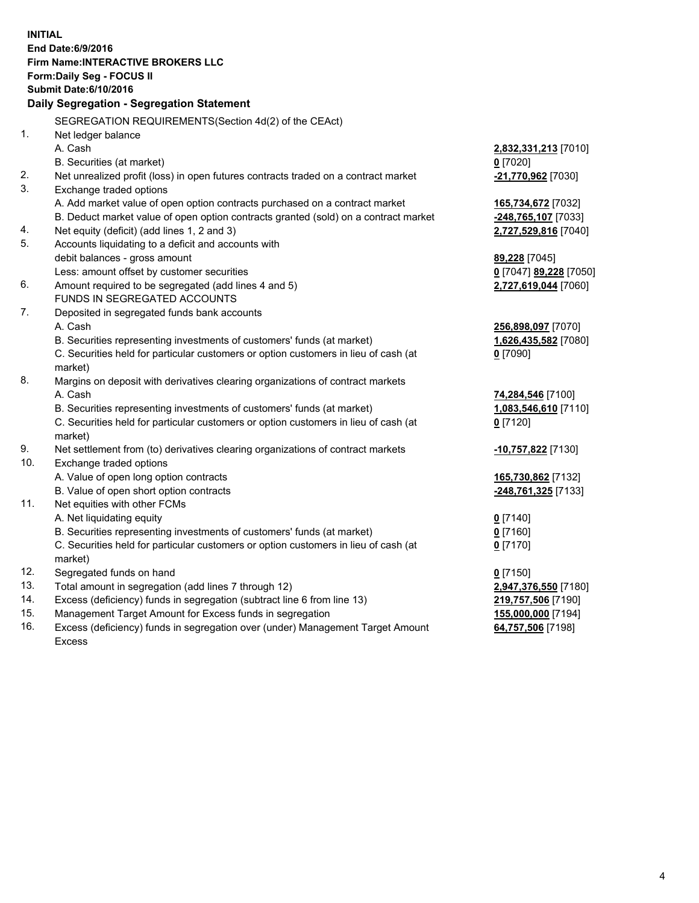**INITIAL**
**End Date:6/9/2016**
**Firm Name:INTERACTIVE BROKERS LLC**
**Form:Daily Seg - FOCUS II**
**Submit Date:6/10/2016**

**Daily Segregation - Segregation Statement**

SEGREGATION REQUIREMENTS(Section 4d(2) of the CEAct)

| | | |
|---|---|---|
| 1. | Net ledger balance | |
| | A. Cash | **2,832,331,213** [7010] |
| | B. Securities (at market) | **0** [7020] |
| 2. | Net unrealized profit (loss) in open futures contracts traded on a contract market | **-21,770,962** [7030] |
| 3. | Exchange traded options | |
| | A. Add market value of open option contracts purchased on a contract market | **165,734,672** [7032] |
| | B. Deduct market value of open option contracts granted (sold) on a contract market | **-248,765,107** [7033] |
| 4. | Net equity (deficit) (add lines 1, 2 and 3) | **2,727,529,816** [7040] |
| 5. | Accounts liquidating to a deficit and accounts with | |
| | debit balances - gross amount | **89,228** [7045] |
| | Less: amount offset by customer securities | **0** [7047] **89,228** [7050] |
| 6. | Amount required to be segregated (add lines 4 and 5) | **2,727,619,044** [7060] |
| | FUNDS IN SEGREGATED ACCOUNTS | |
| 7. | Deposited in segregated funds bank accounts | |
| | A. Cash | **256,898,097** [7070] |
| | B. Securities representing investments of customers' funds (at market) | **1,626,435,582** [7080] |
| | C. Securities held for particular customers or option customers in lieu of cash (at market) | **0** [7090] |
| 8. | Margins on deposit with derivatives clearing organizations of contract markets | |
| | A. Cash | **74,284,546** [7100] |
| | B. Securities representing investments of customers' funds (at market) | **1,083,546,610** [7110] |
| | C. Securities held for particular customers or option customers in lieu of cash (at market) | **0** [7120] |
| 9. | Net settlement from (to) derivatives clearing organizations of contract markets | **-10,757,822** [7130] |
| 10. | Exchange traded options | |
| | A. Value of open long option contracts | **165,730,862** [7132] |
| | B. Value of open short option contracts | **-248,761,325** [7133] |
| 11. | Net equities with other FCMs | |
| | A. Net liquidating equity | **0** [7140] |
| | B. Securities representing investments of customers' funds (at market) | **0** [7160] |
| | C. Securities held for particular customers or option customers in lieu of cash (at market) | **0** [7170] |
| 12. | Segregated funds on hand | **0** [7150] |
| 13. | Total amount in segregation (add lines 7 through 12) | **2,947,376,550** [7180] |
| 14. | Excess (deficiency) funds in segregation (subtract line 6 from line 13) | **219,757,506** [7190] |
| 15. | Management Target Amount for Excess funds in segregation | **155,000,000** [7194] |
| 16. | Excess (deficiency) funds in segregation over (under) Management Target Amount Excess | **64,757,506** [7198] |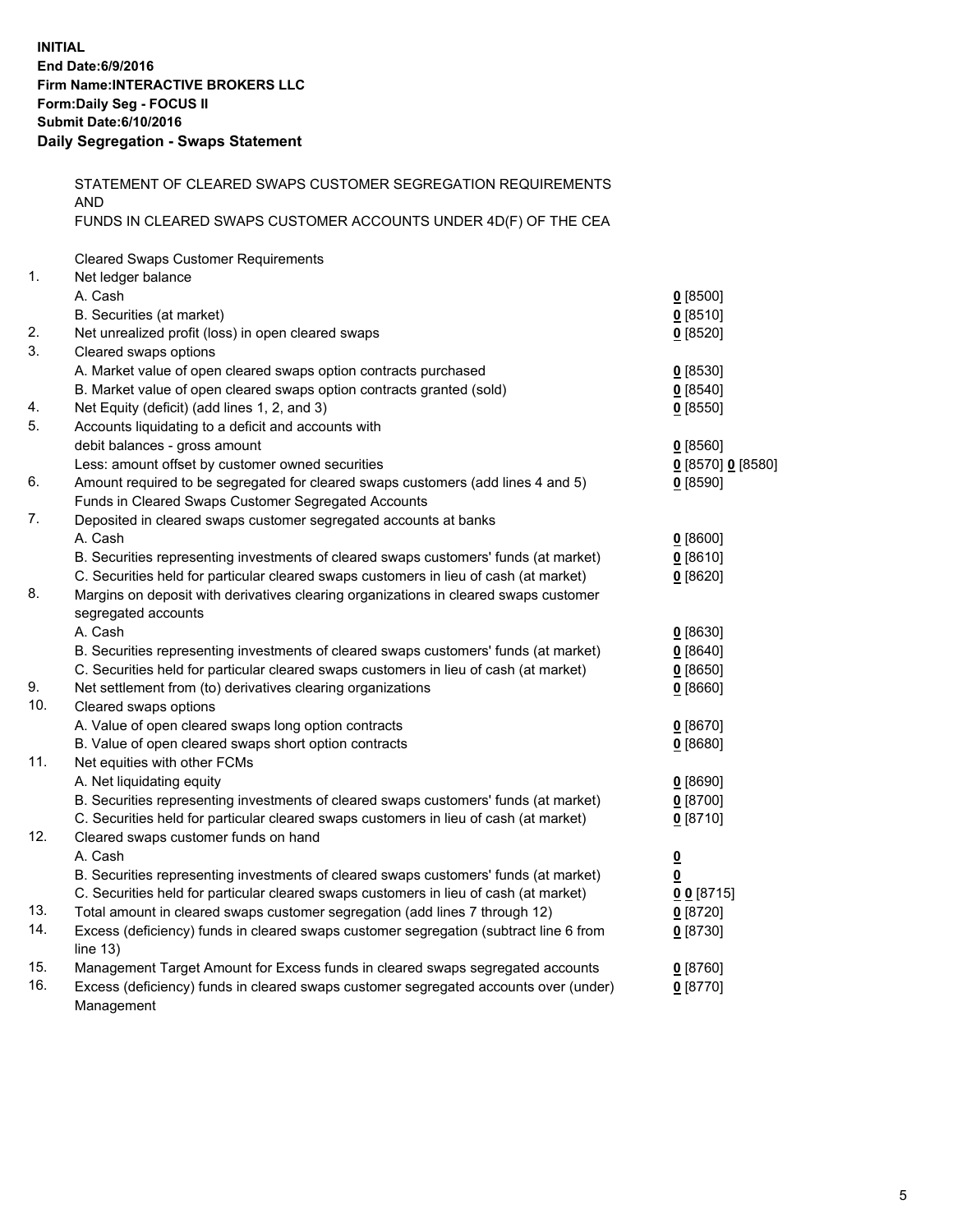**INITIAL**
**End Date:6/9/2016**
**Firm Name:INTERACTIVE BROKERS LLC**
**Form:Daily Seg - FOCUS II**
**Submit Date:6/10/2016**
**Daily Segregation - Swaps Statement**

STATEMENT OF CLEARED SWAPS CUSTOMER SEGREGATION REQUIREMENTS
AND
FUNDS IN CLEARED SWAPS CUSTOMER ACCOUNTS UNDER 4D(F) OF THE CEA

| | | |
|---|---|---|
| | Cleared Swaps Customer Requirements | |
| 1. | Net ledger balance | |
| | A. Cash | 0 [8500] |
| | B. Securities (at market) | 0 [8510] |
| 2. | Net unrealized profit (loss) in open cleared swaps | 0 [8520] |
| 3. | Cleared swaps options | |
| | A. Market value of open cleared swaps option contracts purchased | 0 [8530] |
| | B. Market value of open cleared swaps option contracts granted (sold) | 0 [8540] |
| 4. | Net Equity (deficit) (add lines 1, 2, and 3) | 0 [8550] |
| 5. | Accounts liquidating to a deficit and accounts with | |
| | debit balances - gross amount | 0 [8560] |
| | Less: amount offset by customer owned securities | 0 [8570] 0 [8580] |
| 6. | Amount required to be segregated for cleared swaps customers (add lines 4 and 5) | 0 [8590] |
| | Funds in Cleared Swaps Customer Segregated Accounts | |
| 7. | Deposited in cleared swaps customer segregated accounts at banks | |
| | A. Cash | 0 [8600] |
| | B. Securities representing investments of cleared swaps customers' funds (at market) | 0 [8610] |
| | C. Securities held for particular cleared swaps customers in lieu of cash (at market) | 0 [8620] |
| 8. | Margins on deposit with derivatives clearing organizations in cleared swaps customer segregated accounts | |
| | A. Cash | 0 [8630] |
| | B. Securities representing investments of cleared swaps customers' funds (at market) | 0 [8640] |
| | C. Securities held for particular cleared swaps customers in lieu of cash (at market) | 0 [8650] |
| 9. | Net settlement from (to) derivatives clearing organizations | 0 [8660] |
| 10. | Cleared swaps options | |
| | A. Value of open cleared swaps long option contracts | 0 [8670] |
| | B. Value of open cleared swaps short option contracts | 0 [8680] |
| 11. | Net equities with other FCMs | |
| | A. Net liquidating equity | 0 [8690] |
| | B. Securities representing investments of cleared swaps customers' funds (at market) | 0 [8700] |
| | C. Securities held for particular cleared swaps customers in lieu of cash (at market) | 0 [8710] |
| 12. | Cleared swaps customer funds on hand | |
| | A. Cash | 0 |
| | B. Securities representing investments of cleared swaps customers' funds (at market) | 0 |
| | C. Securities held for particular cleared swaps customers in lieu of cash (at market) | 0 0 [8715] |
| 13. | Total amount in cleared swaps customer segregation (add lines 7 through 12) | 0 [8720] |
| 14. | Excess (deficiency) funds in cleared swaps customer segregation (subtract line 6 from line 13) | 0 [8730] |
| 15. | Management Target Amount for Excess funds in cleared swaps segregated accounts | 0 [8760] |
| 16. | Excess (deficiency) funds in cleared swaps customer segregated accounts over (under) Management | 0 [8770] |